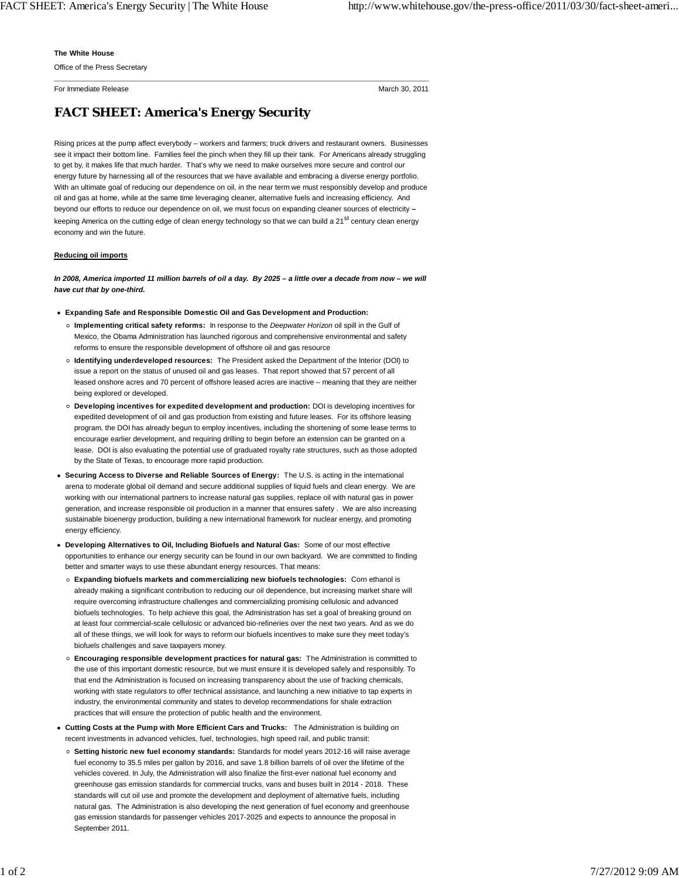**The White House**

Office of the Press Secretary

For Immediate Release March 30, 2011

# FACT SHEET: America's Energy Security

Rising prices at the pump affect everybody – workers and farmers; truck drivers and restaurant owners. Businesses see it impact their bottom line. Families feel the pinch when they fill up their tank. For Americans already struggling to get by, it makes life that much harder. That's why we need to make ourselves more secure and control our energy future by harnessing all of the resources that we have available and embracing a diverse energy portfolio. With an ultimate goal of reducing our dependence on oil, in the near term we must responsibly develop and produce oil and gas at home, while at the same time leveraging cleaner, alternative fuels and increasing efficiency. And beyond our efforts to reduce our dependence on oil, we must focus on expanding cleaner sources of electricity – keeping America on the cutting edge of clean energy technology so that we can build a 21st century clean energy economy and win the future.

## Reducing oil imports

***In 2008, America imported 11 million barrels of oil a day. By 2025 – a little over a decade from now – we will have cut that by one-third.***

- **Expanding Safe and Responsible Domestic Oil and Gas Development and Production:**
  - **Implementing critical safety reforms:** In response to the *Deepwater Horizon* oil spill in the Gulf of Mexico, the Obama Administration has launched rigorous and comprehensive environmental and safety reforms to ensure the responsible development of offshore oil and gas resource
  - **Identifying underdeveloped resources:** The President asked the Department of the Interior (DOI) to issue a report on the status of unused oil and gas leases. That report showed that 57 percent of all leased onshore acres and 70 percent of offshore leased acres are inactive – meaning that they are neither being explored or developed.
  - **Developing incentives for expedited development and production:** DOI is developing incentives for expedited development of oil and gas production from existing and future leases. For its offshore leasing program, the DOI has already begun to employ incentives, including the shortening of some lease terms to encourage earlier development, and requiring drilling to begin before an extension can be granted on a lease. DOI is also evaluating the potential use of graduated royalty rate structures, such as those adopted by the State of Texas, to encourage more rapid production.
- **Securing Access to Diverse and Reliable Sources of Energy:** The U.S. is acting in the international arena to moderate global oil demand and secure additional supplies of liquid fuels and clean energy. We are working with our international partners to increase natural gas supplies, replace oil with natural gas in power generation, and increase responsible oil production in a manner that ensures safety . We are also increasing sustainable bioenergy production, building a new international framework for nuclear energy, and promoting energy efficiency.
- **Developing Alternatives to Oil, Including Biofuels and Natural Gas:** Some of our most effective opportunities to enhance our energy security can be found in our own backyard. We are committed to finding better and smarter ways to use these abundant energy resources. That means:
  - **Expanding biofuels markets and commercializing new biofuels technologies:** Corn ethanol is already making a significant contribution to reducing our oil dependence, but increasing market share will require overcoming infrastructure challenges and commercializing promising cellulosic and advanced biofuels technologies. To help achieve this goal, the Administration has set a goal of breaking ground on at least four commercial-scale cellulosic or advanced bio-refineries over the next two years. And as we do all of these things, we will look for ways to reform our biofuels incentives to make sure they meet today's biofuels challenges and save taxpayers money.
  - **Encouraging responsible development practices for natural gas:** The Administration is committed to the use of this important domestic resource, but we must ensure it is developed safely and responsibly. To that end the Administration is focused on increasing transparency about the use of fracking chemicals, working with state regulators to offer technical assistance, and launching a new initiative to tap experts in industry, the environmental community and states to develop recommendations for shale extraction practices that will ensure the protection of public health and the environment.
- **Cutting Costs at the Pump with More Efficient Cars and Trucks:** The Administration is building on recent investments in advanced vehicles, fuel, technologies, high speed rail, and public transit:
  - **Setting historic new fuel economy standards:** Standards for model years 2012-16 will raise average fuel economy to 35.5 miles per gallon by 2016, and save 1.8 billion barrels of oil over the lifetime of the vehicles covered. In July, the Administration will also finalize the first-ever national fuel economy and greenhouse gas emission standards for commercial trucks, vans and buses built in 2014 - 2018. These standards will cut oil use and promote the development and deployment of alternative fuels, including natural gas. The Administration is also developing the next generation of fuel economy and greenhouse gas emission standards for passenger vehicles 2017-2025 and expects to announce the proposal in September 2011.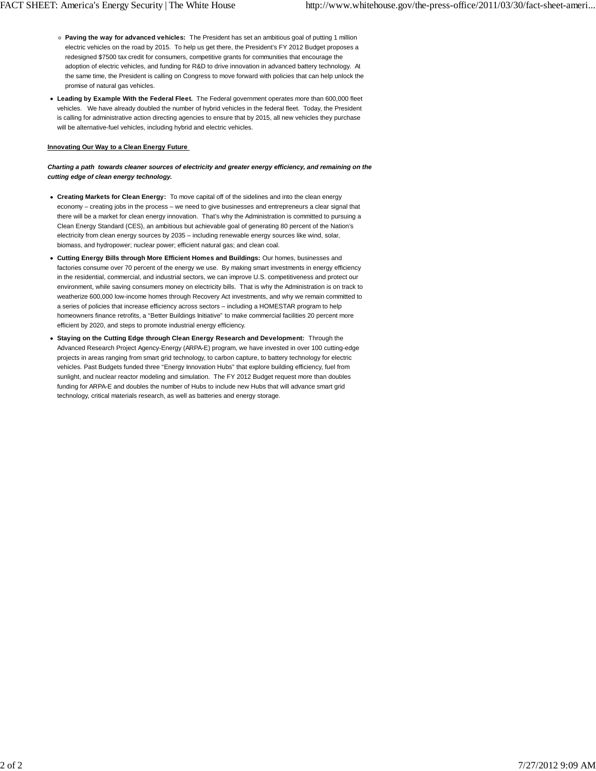- **Paving the way for advanced vehicles:** The President has set an ambitious goal of putting 1 million electric vehicles on the road by 2015. To help us get there, the President's FY 2012 Budget proposes a redesigned $7500 tax credit for consumers, competitive grants for communities that encourage the adoption of electric vehicles, and funding for R&D to drive innovation in advanced battery technology. At the same time, the President is calling on Congress to move forward with policies that can help unlock the promise of natural gas vehicles.
- **Leading by Example With the Federal Fleet.** The Federal government operates more than 600,000 fleet vehicles. We have already doubled the number of hybrid vehicles in the federal fleet. Today, the President is calling for administrative action directing agencies to ensure that by 2015, all new vehicles they purchase will be alternative-fuel vehicles, including hybrid and electric vehicles.

**Innovating Our Way to a Clean Energy Future**

***Charting a path towards cleaner sources of electricity and greater energy efficiency, and remaining on the cutting edge of clean energy technology.***

- **Creating Markets for Clean Energy:** To move capital off of the sidelines and into the clean energy economy – creating jobs in the process – we need to give businesses and entrepreneurs a clear signal that there will be a market for clean energy innovation. That's why the Administration is committed to pursuing a Clean Energy Standard (CES), an ambitious but achievable goal of generating 80 percent of the Nation's electricity from clean energy sources by 2035 – including renewable energy sources like wind, solar, biomass, and hydropower; nuclear power; efficient natural gas; and clean coal.
- **Cutting Energy Bills through More Efficient Homes and Buildings:** Our homes, businesses and factories consume over 70 percent of the energy we use. By making smart investments in energy efficiency in the residential, commercial, and industrial sectors, we can improve U.S. competitiveness and protect our environment, while saving consumers money on electricity bills. That is why the Administration is on track to weatherize 600,000 low-income homes through Recovery Act investments, and why we remain committed to a series of policies that increase efficiency across sectors – including a HOMESTAR program to help homeowners finance retrofits, a "Better Buildings Initiative" to make commercial facilities 20 percent more efficient by 2020, and steps to promote industrial energy efficiency.
- **Staying on the Cutting Edge through Clean Energy Research and Development:** Through the Advanced Research Project Agency-Energy (ARPA-E) program, we have invested in over 100 cutting-edge projects in areas ranging from smart grid technology, to carbon capture, to battery technology for electric vehicles. Past Budgets funded three "Energy Innovation Hubs" that explore building efficiency, fuel from sunlight, and nuclear reactor modeling and simulation. The FY 2012 Budget request more than doubles funding for ARPA-E and doubles the number of Hubs to include new Hubs that will advance smart grid technology, critical materials research, as well as batteries and energy storage.